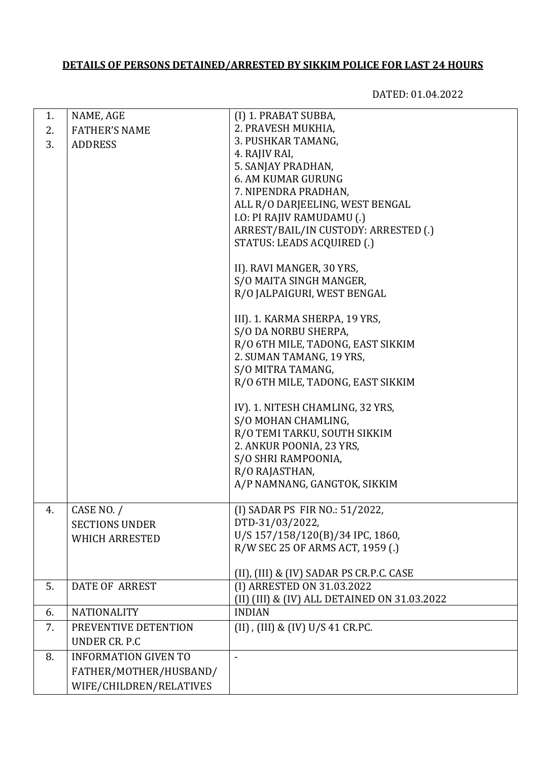**DETAILS OF PERSONS DETAINED/ARRESTED BY SIKKIM POLICE FOR LAST 24 HOURS**

DATED: 01.04.2022

| | | |
|---|---|---|
| 1.<br>2.<br>3. | NAME, AGE<br>FATHER'S NAME<br>ADDRESS | (I) 1. PRABAT SUBBA,<br>2. PRAVESH MUKHIA,<br>3. PUSHKAR TAMANG,<br>4. RAJIV RAI,<br>5. SANJAY PRADHAN,<br>6. AM KUMAR GURUNG<br>7. NIPENDRA PRADHAN,<br>ALL R/O DARJEELING, WEST BENGAL<br>I.O: PI RAJIV RAMUDAMU (.)<br>ARREST/BAIL/IN CUSTODY: ARRESTED (.)<br>STATUS: LEADS ACQUIRED (.)<br><br>II). RAVI MANGER, 30 YRS,<br>S/O MAITA SINGH MANGER,<br>R/O JALPAIGURI, WEST BENGAL<br><br>III). 1. KARMA SHERPA, 19 YRS,<br>S/O DA NORBU SHERPA,<br>R/O 6TH MILE, TADONG, EAST SIKKIM<br>2. SUMAN TAMANG, 19 YRS,<br>S/O MITRA TAMANG,<br>R/O 6TH MILE, TADONG, EAST SIKKIM<br><br>IV). 1. NITESH CHAMLING, 32 YRS,<br>S/O MOHAN CHAMLING,<br>R/O TEMI TARKU, SOUTH SIKKIM<br>2. ANKUR POONIA, 23 YRS,<br>S/O SHRI RAMPOONIA,<br>R/O RAJASTHAN,<br>A/P NAMNANG, GANGTOK, SIKKIM |
| 4. | CASE NO. /<br>SECTIONS UNDER<br>WHICH ARRESTED | (I) SADAR PS FIR NO.: 51/2022,<br>DTD-31/03/2022,<br>U/S 157/158/120(B)/34 IPC, 1860,<br>R/W SEC 25 OF ARMS ACT, 1959 (.)<br><br>(II), (III) & (IV) SADAR PS CR.P.C. CASE |
| 5. | DATE OF ARREST | (I) ARRESTED ON 31.03.2022<br>(II) (III) & (IV) ALL DETAINED ON 31.03.2022 |
| 6. | NATIONALITY | INDIAN |
| 7. | PREVENTIVE DETENTION<br>UNDER CR. P.C | (II) , (III) & (IV) U/S 41 CR.PC. |
| 8. | INFORMATION GIVEN TO<br>FATHER/MOTHER/HUSBAND/<br>WIFE/CHILDREN/RELATIVES | - |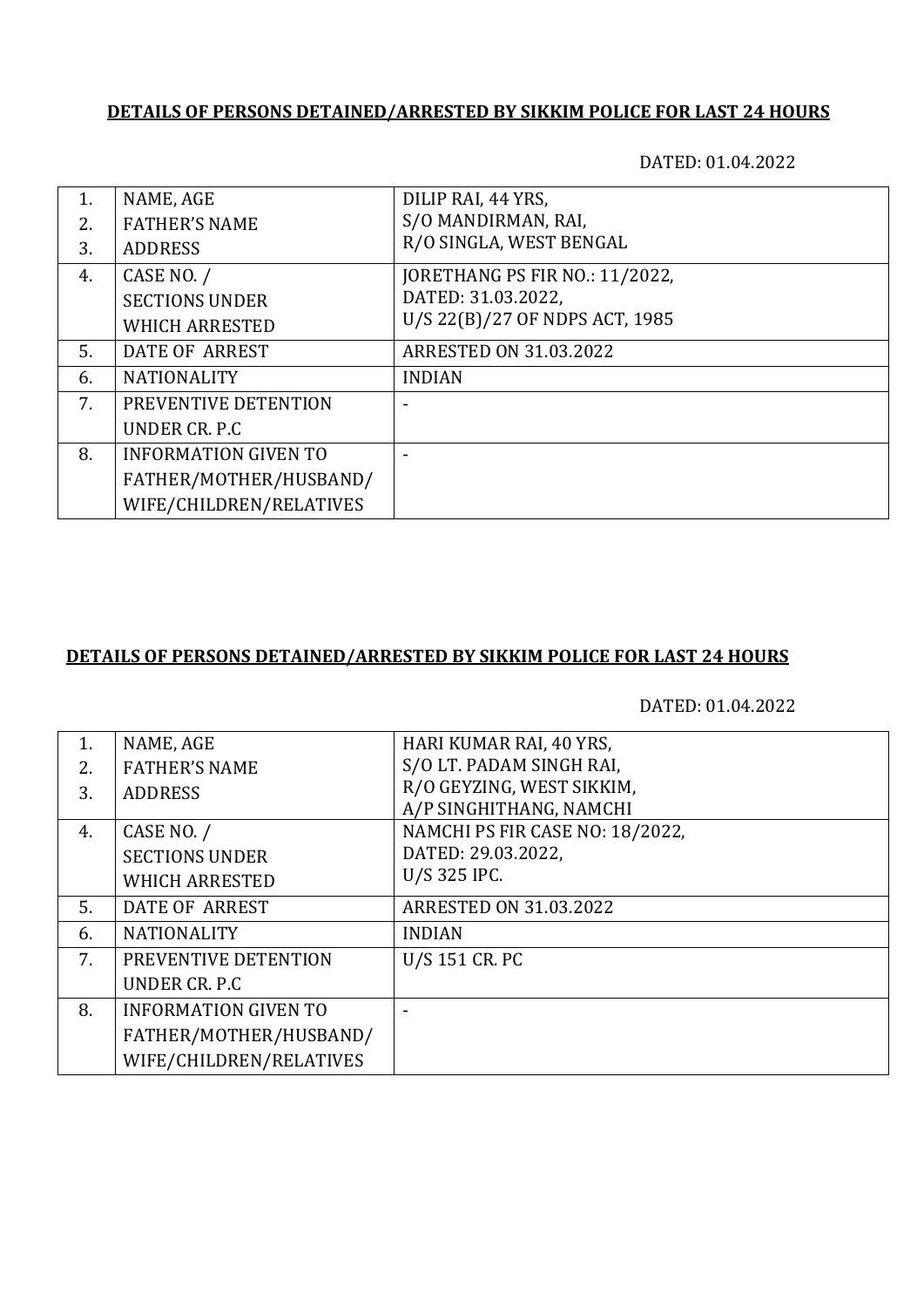**DETAILS OF PERSONS DETAINED/ARRESTED BY SIKKIM POLICE FOR LAST 24 HOURS**

DATED: 01.04.2022

| | | |
|---|---|---|
| 1.<br>2.<br>3. | NAME, AGE<br>FATHER'S NAME<br>ADDRESS | DILIP RAI, 44 YRS,<br>S/O MANDIRMAN, RAI,<br>R/O SINGLA, WEST BENGAL |
| 4. | CASE NO. /<br>SECTIONS UNDER<br>WHICH ARRESTED | JORETHANG PS FIR NO.: 11/2022,<br>DATED: 31.03.2022,<br>U/S 22(B)/27 OF NDPS ACT, 1985 |
| 5. | DATE OF ARREST | ARRESTED ON 31.03.2022 |
| 6. | NATIONALITY | INDIAN |
| 7. | PREVENTIVE DETENTION<br>UNDER CR. P.C | - |
| 8. | INFORMATION GIVEN TO<br>FATHER/MOTHER/HUSBAND/<br>WIFE/CHILDREN/RELATIVES | - |

**DETAILS OF PERSONS DETAINED/ARRESTED BY SIKKIM POLICE FOR LAST 24 HOURS**

DATED: 01.04.2022

| | | |
|---|---|---|
| 1.<br>2.<br>3. | NAME, AGE<br>FATHER'S NAME<br>ADDRESS | HARI KUMAR RAI, 40 YRS,<br>S/O LT. PADAM SINGH RAI,<br>R/O GEYZING, WEST SIKKIM,<br>A/P SINGHITHANG, NAMCHI |
| 4. | CASE NO. /<br>SECTIONS UNDER<br>WHICH ARRESTED | NAMCHI PS FIR CASE NO: 18/2022,<br>DATED: 29.03.2022,<br>U/S 325 IPC. |
| 5. | DATE OF ARREST | ARRESTED ON 31.03.2022 |
| 6. | NATIONALITY | INDIAN |
| 7. | PREVENTIVE DETENTION<br>UNDER CR. P.C | U/S 151 CR. PC |
| 8. | INFORMATION GIVEN TO<br>FATHER/MOTHER/HUSBAND/<br>WIFE/CHILDREN/RELATIVES | - |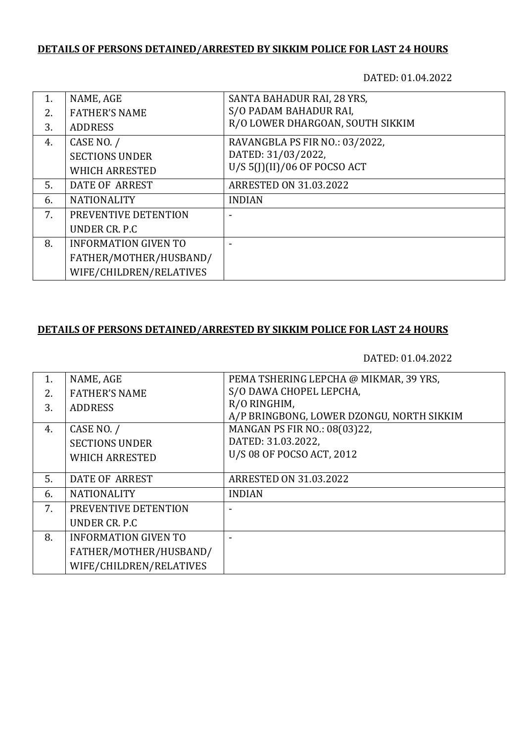**DETAILS OF PERSONS DETAINED/ARRESTED BY SIKKIM POLICE FOR LAST 24 HOURS**

DATED: 01.04.2022

| | | |
|---|---|---|
| 1.<br>2.<br>3. | NAME, AGE<br>FATHER'S NAME<br>ADDRESS | SANTA BAHADUR RAI, 28 YRS,<br>S/O PADAM BAHADUR RAI,<br>R/O LOWER DHARGOAN, SOUTH SIKKIM |
| 4. | CASE NO. /<br>SECTIONS UNDER<br>WHICH ARRESTED | RAVANGBLA PS FIR NO.: 03/2022,<br>DATED: 31/03/2022,<br>U/S 5(J)(II)/06 OF POCSO ACT |
| 5. | DATE OF ARREST | ARRESTED ON 31.03.2022 |
| 6. | NATIONALITY | INDIAN |
| 7. | PREVENTIVE DETENTION<br>UNDER CR. P.C | - |
| 8. | INFORMATION GIVEN TO<br>FATHER/MOTHER/HUSBAND/<br>WIFE/CHILDREN/RELATIVES | - |

**DETAILS OF PERSONS DETAINED/ARRESTED BY SIKKIM POLICE FOR LAST 24 HOURS**

DATED: 01.04.2022

| | | |
|---|---|---|
| 1.<br>2.<br>3. | NAME, AGE<br>FATHER'S NAME<br>ADDRESS | PEMA TSHERING LEPCHA @ MIKMAR, 39 YRS,<br>S/O DAWA CHOPEL LEPCHA,<br>R/O RINGHIM,<br>A/P BRINGBONG, LOWER DZONGU, NORTH SIKKIM |
| 4. | CASE NO. /<br>SECTIONS UNDER<br>WHICH ARRESTED | MANGAN PS FIR NO.: 08(03)22,<br>DATED: 31.03.2022,<br>U/S 08 OF POCSO ACT, 2012 |
| 5. | DATE OF ARREST | ARRESTED ON 31.03.2022 |
| 6. | NATIONALITY | INDIAN |
| 7. | PREVENTIVE DETENTION<br>UNDER CR. P.C | - |
| 8. | INFORMATION GIVEN TO<br>FATHER/MOTHER/HUSBAND/<br>WIFE/CHILDREN/RELATIVES | - |